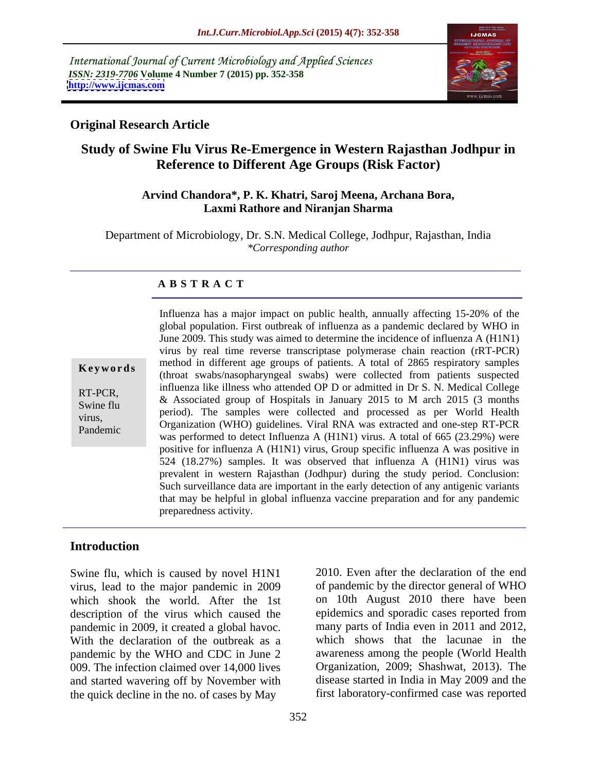*International Journal of Current Microbiology and Applied Sciences*
*ISSN: 2319-7706* **Volume 4 Number 7 (2015) pp. 352-358**
**http://www.ijcmas.com**

**Original Research Article**

# Study of Swine Flu Virus Re-Emergence in Western Rajasthan Jodhpur in Reference to Different Age Groups (Risk Factor)

**Arvind Chandora\*, P. K. Khatri, Saroj Meena, Archana Bora, Laxmi Rathore and Niranjan Sharma**

Department of Microbiology, Dr. S.N. Medical College, Jodhpur, Rajasthan, India
*\*Corresponding author*

## ABSTRACT

**Keywords**

RT-PCR, Swine flu virus, Pandemic

Influenza has a major impact on public health, annually affecting 15-20% of the global population. First outbreak of influenza as a pandemic declared by WHO in June 2009. This study was aimed to determine the incidence of influenza A (H1N1) virus by real time reverse transcriptase polymerase chain reaction (rRT-PCR) method in different age groups of patients. A total of 2865 respiratory samples (throat swabs/nasopharyngeal swabs) were collected from patients suspected influenza like illness who attended OP D or admitted in Dr S. N. Medical College & Associated group of Hospitals in January 2015 to M arch 2015 (3 months period). The samples were collected and processed as per World Health Organization (WHO) guidelines. Viral RNA was extracted and one-step RT-PCR was performed to detect Influenza A (H1N1) virus. A total of 665 (23.29%) were positive for influenza A (H1N1) virus, Group specific influenza A was positive in 524 (18.27%) samples. It was observed that influenza A (H1N1) virus was prevalent in western Rajasthan (Jodhpur) during the study period. Conclusion: Such surveillance data are important in the early detection of any antigenic variants that may be helpful in global influenza vaccine preparation and for any pandemic preparedness activity.

## Introduction

Swine flu, which is caused by novel H1N1 virus, lead to the major pandemic in 2009 which shook the world. After the 1st description of the virus which caused the pandemic in 2009, it created a global havoc. With the declaration of the outbreak as a pandemic by the WHO and CDC in June 2 009. The infection claimed over 14,000 lives and started wavering off by November with the quick decline in the no. of cases by May 2010. Even after the declaration of the end of pandemic by the director general of WHO on 10th August 2010 there have been epidemics and sporadic cases reported from many parts of India even in 2011 and 2012, which shows that the lacunae in the awareness among the people (World Health Organization, 2009; Shashwat, 2013). The disease started in India in May 2009 and the first laboratory-confirmed case was reported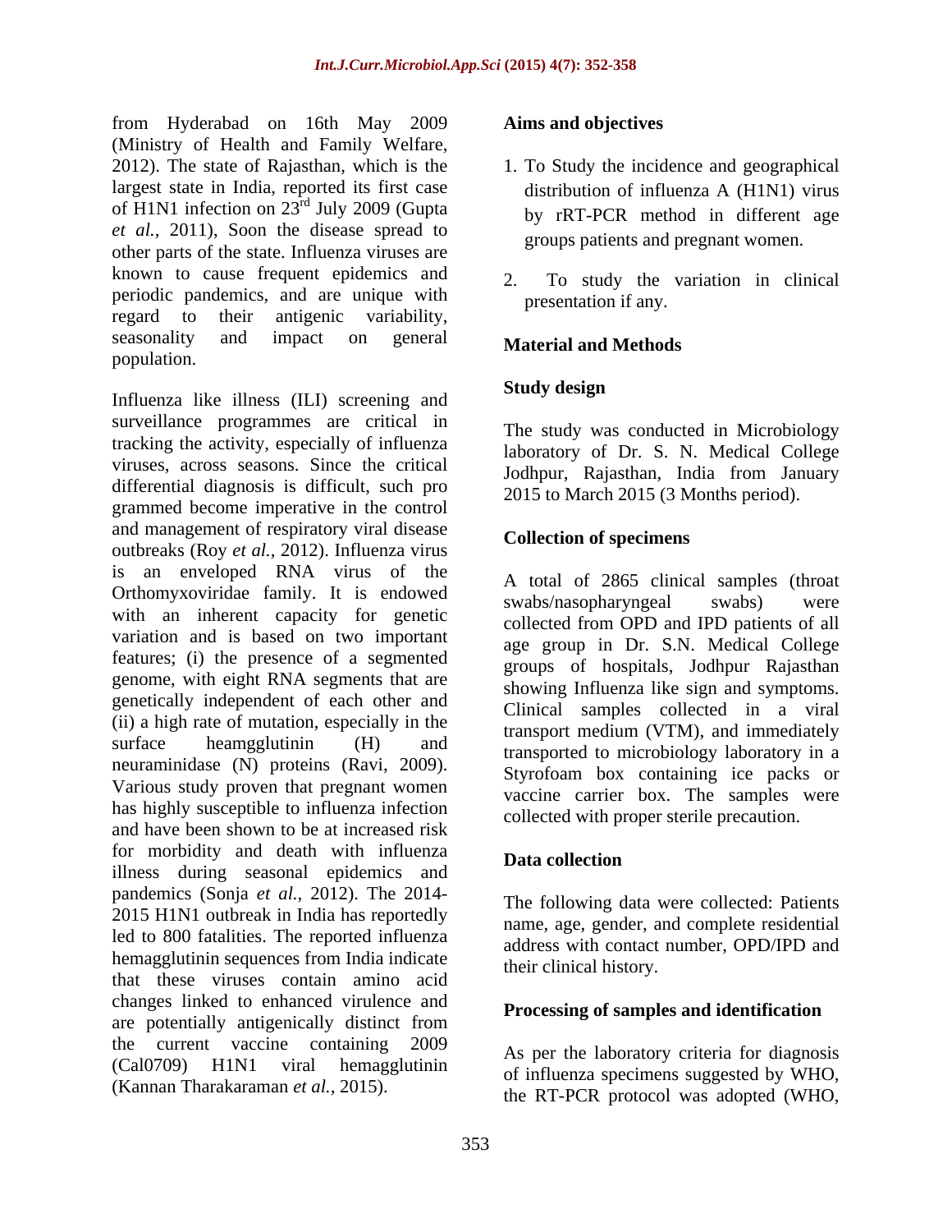from Hyderabad on 16th May 2009 (Ministry of Health and Family Welfare, 2012). The state of Rajasthan, which is the largest state in India, reported its first case of H1N1 infection on 23rd July 2009 (Gupta *et al.,* 2011), Soon the disease spread to other parts of the state. Influenza viruses are known to cause frequent epidemics and periodic pandemics, and are unique with regard to their antigenic variability, seasonality and impact on general population.

Influenza like illness (ILI) screening and surveillance programmes are critical in tracking the activity, especially of influenza viruses, across seasons. Since the critical differential diagnosis is difficult, such pro grammed become imperative in the control and management of respiratory viral disease outbreaks (Roy *et al.,* 2012). Influenza virus is an enveloped RNA virus of the Orthomyxoviridae family. It is endowed with an inherent capacity for genetic variation and is based on two important features; (i) the presence of a segmented genome, with eight RNA segments that are genetically independent of each other and (ii) a high rate of mutation, especially in the surface heamgglutinin (H) and neuraminidase (N) proteins (Ravi, 2009). Various study proven that pregnant women has highly susceptible to influenza infection and have been shown to be at increased risk for morbidity and death with influenza illness during seasonal epidemics and pandemics (Sonja *et al.,* 2012). The 2014-2015 H1N1 outbreak in India has reportedly led to 800 fatalities. The reported influenza hemagglutinin sequences from India indicate that these viruses contain amino acid changes linked to enhanced virulence and are potentially antigenically distinct from the current vaccine containing 2009 (Cal0709) H1N1 viral hemagglutinin (Kannan Tharakaraman *et al.,* 2015).

## Aims and objectives

1. To Study the incidence and geographical distribution of influenza A (H1N1) virus by rRT-PCR method in different age groups patients and pregnant women.
2. To study the variation in clinical presentation if any.

## Material and Methods

### Study design

The study was conducted in Microbiology laboratory of Dr. S. N. Medical College Jodhpur, Rajasthan, India from January 2015 to March 2015 (3 Months period).

### Collection of specimens

A total of 2865 clinical samples (throat swabs/nasopharyngeal swabs) were collected from OPD and IPD patients of all age group in Dr. S.N. Medical College groups of hospitals, Jodhpur Rajasthan showing Influenza like sign and symptoms. Clinical samples collected in a viral transport medium (VTM), and immediately transported to microbiology laboratory in a Styrofoam box containing ice packs or vaccine carrier box. The samples were collected with proper sterile precaution.

### Data collection

The following data were collected: Patients name, age, gender, and complete residential address with contact number, OPD/IPD and their clinical history.

### Processing of samples and identification

As per the laboratory criteria for diagnosis of influenza specimens suggested by WHO, the RT-PCR protocol was adopted (WHO,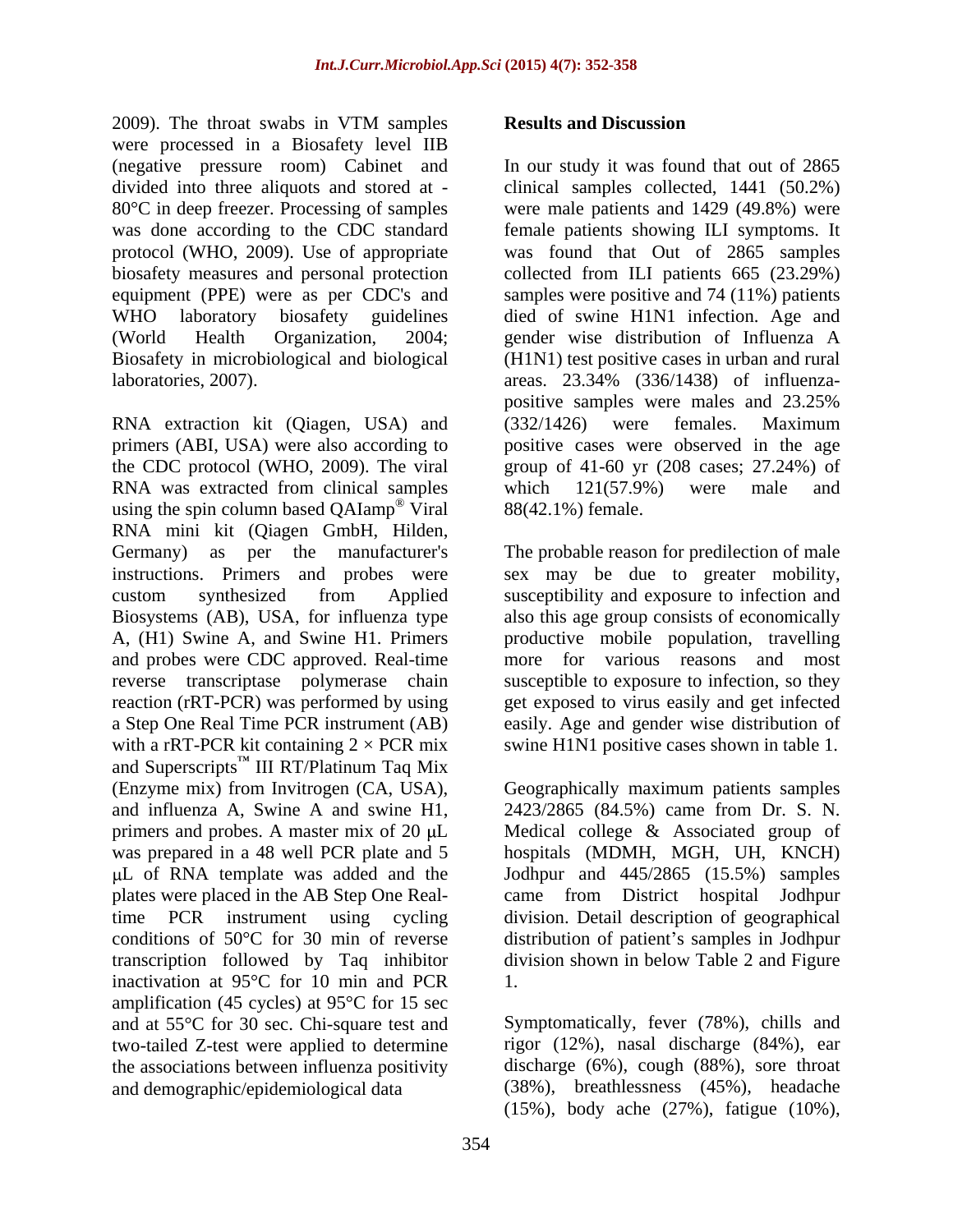2009). The throat swabs in VTM samples were processed in a Biosafety level IIB (negative pressure room) Cabinet and divided into three aliquots and stored at -80°C in deep freezer. Processing of samples was done according to the CDC standard protocol (WHO, 2009). Use of appropriate biosafety measures and personal protection equipment (PPE) were as per CDC's and WHO laboratory biosafety guidelines (World Health Organization, 2004; Biosafety in microbiological and biological laboratories, 2007).

RNA extraction kit (Qiagen, USA) and primers (ABI, USA) were also according to the CDC protocol (WHO, 2009). The viral RNA was extracted from clinical samples using the spin column based QIAamp® Viral RNA mini kit (Qiagen GmbH, Hilden, Germany) as per the manufacturer's instructions. Primers and probes were custom synthesized from Applied Biosystems (AB), USA, for influenza type A, (H1) Swine A, and Swine H1. Primers and probes were CDC approved. Real-time reverse transcriptase polymerase chain reaction (rRT-PCR) was performed by using a Step One Real Time PCR instrument (AB) with a rRT-PCR kit containing $2 \times$ PCR mix and Superscripts™ III RT/Platinum Taq Mix (Enzyme mix) from Invitrogen (CA, USA), and influenza A, Swine A and swine H1, primers and probes. A master mix of 20 μL was prepared in a 48 well PCR plate and 5 μL of RNA template was added and the plates were placed in the AB Step One Real-time PCR instrument using cycling conditions of 50°C for 30 min of reverse transcription followed by Taq inhibitor inactivation at 95°C for 10 min and PCR amplification (45 cycles) at 95°C for 15 sec and at 55°C for 30 sec. Chi-square test and two-tailed Z-test were applied to determine the associations between influenza positivity and demographic/epidemiological data

## Results and Discussion

In our study it was found that out of 2865 clinical samples collected, 1441 (50.2%) were male patients and 1429 (49.8%) were female patients showing ILI symptoms. It was found that Out of 2865 samples collected from ILI patients 665 (23.29%) samples were positive and 74 (11%) patients died of swine H1N1 infection. Age and gender wise distribution of Influenza A (H1N1) test positive cases in urban and rural areas. 23.34% (336/1438) of influenza-positive samples were males and 23.25% (332/1426) were females. Maximum positive cases were observed in the age group of 41-60 yr (208 cases; 27.24%) of which 121(57.9%) were male and 88(42.1%) female.

The probable reason for predilection of male sex may be due to greater mobility, susceptibility and exposure to infection and also this age group consists of economically productive mobile population, travelling more for various reasons and most susceptible to exposure to infection, so they get exposed to virus easily and get infected easily. Age and gender wise distribution of swine H1N1 positive cases shown in table 1.

Geographically maximum patients samples 2423/2865 (84.5%) came from Dr. S. N. Medical college & Associated group of hospitals (MDMH, MGH, UH, KNCH) Jodhpur and 445/2865 (15.5%) samples came from District hospital Jodhpur division. Detail description of geographical distribution of patient's samples in Jodhpur division shown in below Table 2 and Figure 1.

Symptomatically, fever (78%), chills and rigor (12%), nasal discharge (84%), ear discharge (6%), cough (88%), sore throat (38%), breathlessness (45%), headache (15%), body ache (27%), fatigue (10%),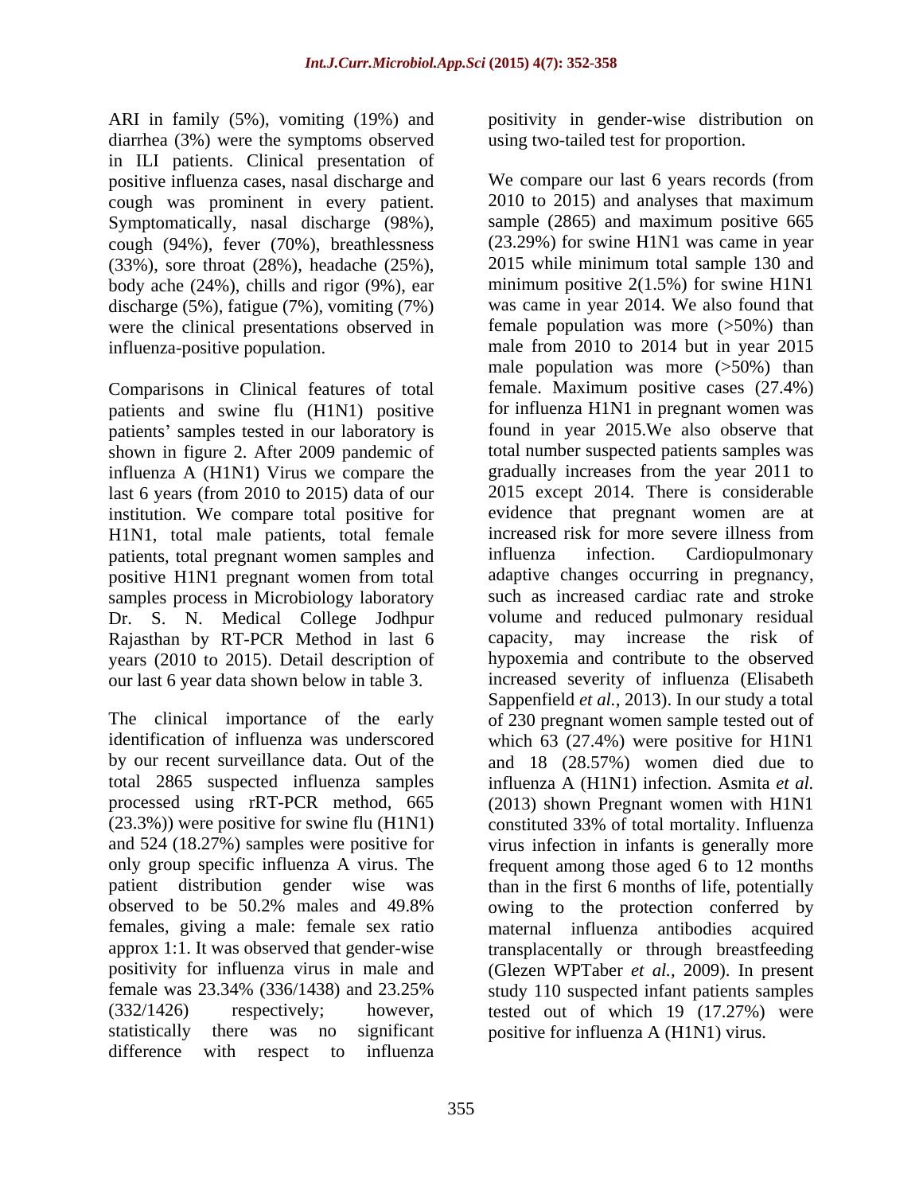ARI in family (5%), vomiting (19%) and diarrhea (3%) were the symptoms observed in ILI patients. Clinical presentation of positive influenza cases, nasal discharge and cough was prominent in every patient. Symptomatically, nasal discharge (98%), cough (94%), fever (70%), breathlessness (33%), sore throat (28%), headache (25%), body ache (24%), chills and rigor (9%), ear discharge (5%), fatigue (7%), vomiting (7%) were the clinical presentations observed in influenza-positive population.

Comparisons in Clinical features of total patients and swine flu (H1N1) positive patients' samples tested in our laboratory is shown in figure 2. After 2009 pandemic of influenza A (H1N1) Virus we compare the last 6 years (from 2010 to 2015) data of our institution. We compare total positive for H1N1, total male patients, total female patients, total pregnant women samples and positive H1N1 pregnant women from total samples process in Microbiology laboratory Dr. S. N. Medical College Jodhpur Rajasthan by RT-PCR Method in last 6 years (2010 to 2015). Detail description of our last 6 year data shown below in table 3.

The clinical importance of the early identification of influenza was underscored by our recent surveillance data. Out of the total 2865 suspected influenza samples processed using rRT-PCR method, 665 (23.3%)) were positive for swine flu (H1N1) and 524 (18.27%) samples were positive for only group specific influenza A virus. The patient distribution gender wise was observed to be 50.2% males and 49.8% females, giving a male: female sex ratio approx 1:1. It was observed that gender-wise positivity for influenza virus in male and female was 23.34% (336/1438) and 23.25% (332/1426) respectively; however, statistically there was no significant difference with respect to influenza positivity in gender-wise distribution on using two-tailed test for proportion.

We compare our last 6 years records (from 2010 to 2015) and analyses that maximum sample (2865) and maximum positive 665 (23.29%) for swine H1N1 was came in year 2015 while minimum total sample 130 and minimum positive 2(1.5%) for swine H1N1 was came in year 2014. We also found that female population was more (>50%) than male from 2010 to 2014 but in year 2015 male population was more (>50%) than female. Maximum positive cases (27.4%) for influenza H1N1 in pregnant women was found in year 2015.We also observe that total number suspected patients samples was gradually increases from the year 2011 to 2015 except 2014. There is considerable evidence that pregnant women are at increased risk for more severe illness from influenza infection. Cardiopulmonary adaptive changes occurring in pregnancy, such as increased cardiac rate and stroke volume and reduced pulmonary residual capacity, may increase the risk of hypoxemia and contribute to the observed increased severity of influenza (Elisabeth Sappenfield *et al.*, 2013). In our study a total of 230 pregnant women sample tested out of which 63 (27.4%) were positive for H1N1 and 18 (28.57%) women died due to influenza A (H1N1) infection. Asmita *et al.* (2013) shown Pregnant women with H1N1 constituted 33% of total mortality. Influenza virus infection in infants is generally more frequent among those aged 6 to 12 months than in the first 6 months of life, potentially owing to the protection conferred by maternal influenza antibodies acquired transplacentally or through breastfeeding (Glezen WPTaber *et al.*, 2009). In present study 110 suspected infant patients samples tested out of which 19 (17.27%) were positive for influenza A (H1N1) virus.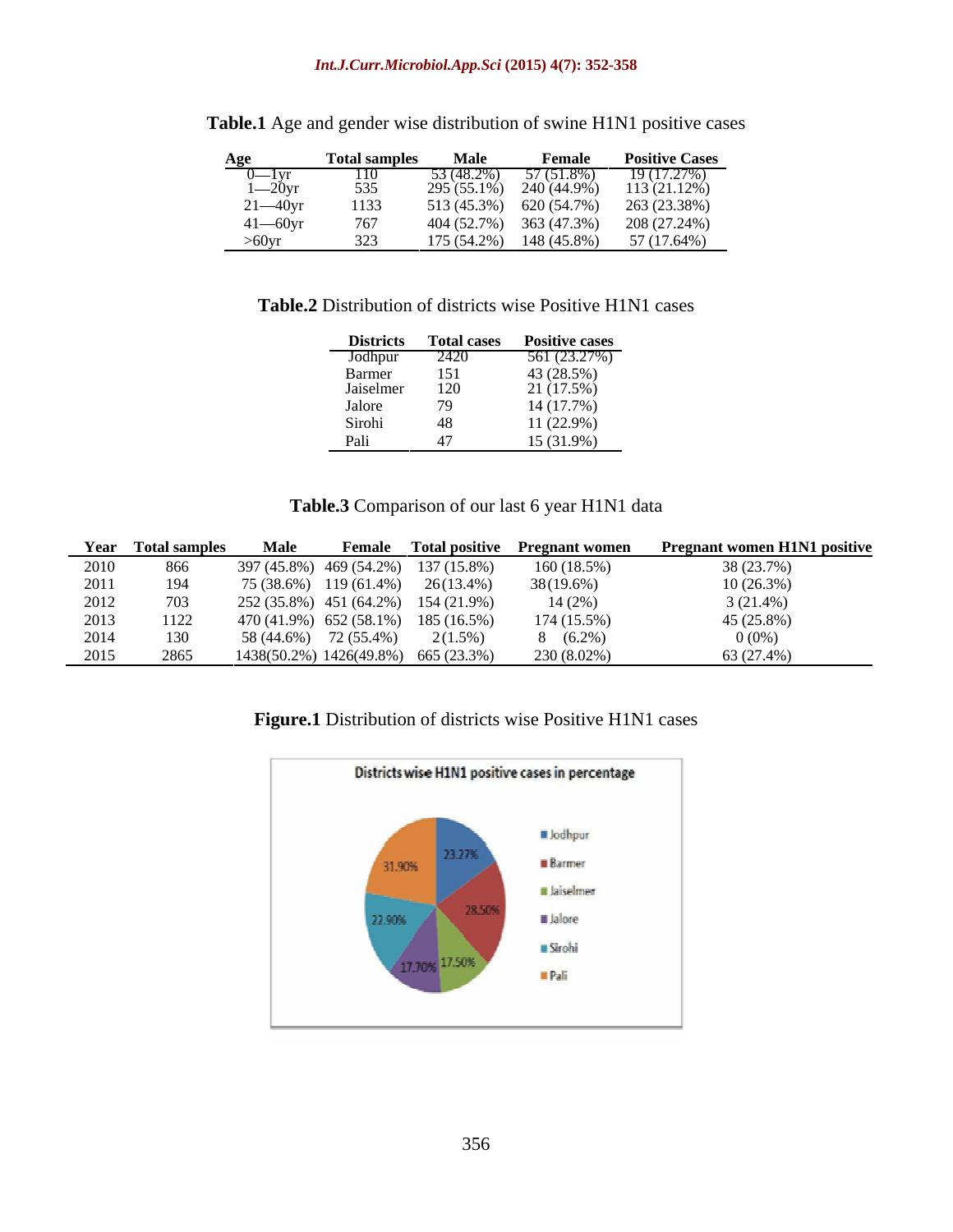**Table.1** Age and gender wise distribution of swine H1N1 positive cases

| Age | Total samples | Male | Female | Positive Cases |
|---|---|---|---|---|
| 0—1yr | 110 | 53 (48.2%) | 57 (51.8%) | 19 (17.27%) |
| 1—20yr | 535 | 295 (55.1%) | 240 (44.9%) | 113 (21.12%) |
| 21—40yr | 1133 | 513 (45.3%) | 620 (54.7%) | 263 (23.38%) |
| 41—60yr | 767 | 404 (52.7%) | 363 (47.3%) | 208 (27.24%) |
| >60yr | 323 | 175 (54.2%) | 148 (45.8%) | 57 (17.64%) |

**Table.2** Distribution of districts wise Positive H1N1 cases

| Districts | Total cases | Positive cases |
|---|---|---|
| Jodhpur | 2420 | 561 (23.27%) |
| Barmer | 151 | 43 (28.5%) |
| Jaiselmer | 120 | 21 (17.5%) |
| Jalore | 79 | 14 (17.7%) |
| Sirohi | 48 | 11 (22.9%) |
| Pali | 47 | 15 (31.9%) |

**Table.3** Comparison of our last 6 year H1N1 data

| Year | Total samples | Male | Female | Total positive | Pregnant women | Pregnant women H1N1 positive |
|---|---|---|---|---|---|---|
| 2010 | 866 | 397 (45.8%) | 469 (54.2%) | 137 (15.8%) | 160 (18.5%) | 38 (23.7%) |
| 2011 | 194 | 75 (38.6%) | 119 (61.4%) | 26(13.4%) | 38(19.6%) | 10 (26.3%) |
| 2012 | 703 | 252 (35.8%) | 451 (64.2%) | 154 (21.9%) | 14 (2%) | 3 (21.4%) |
| 2013 | 1122 | 470 (41.9%) | 652 (58.1%) | 185 (16.5%) | 174 (15.5%) | 45 (25.8%) |
| 2014 | 130 | 58 (44.6%) | 72 (55.4%) | 2(1.5%) | 8 (6.2%) | 0 (0%) |
| 2015 | 2865 | 1438(50.2%) | 1426(49.8%) | 665 (23.3%) | 230 (8.02%) | 63 (27.4%) |

**Figure.1** Distribution of districts wise Positive H1N1 cases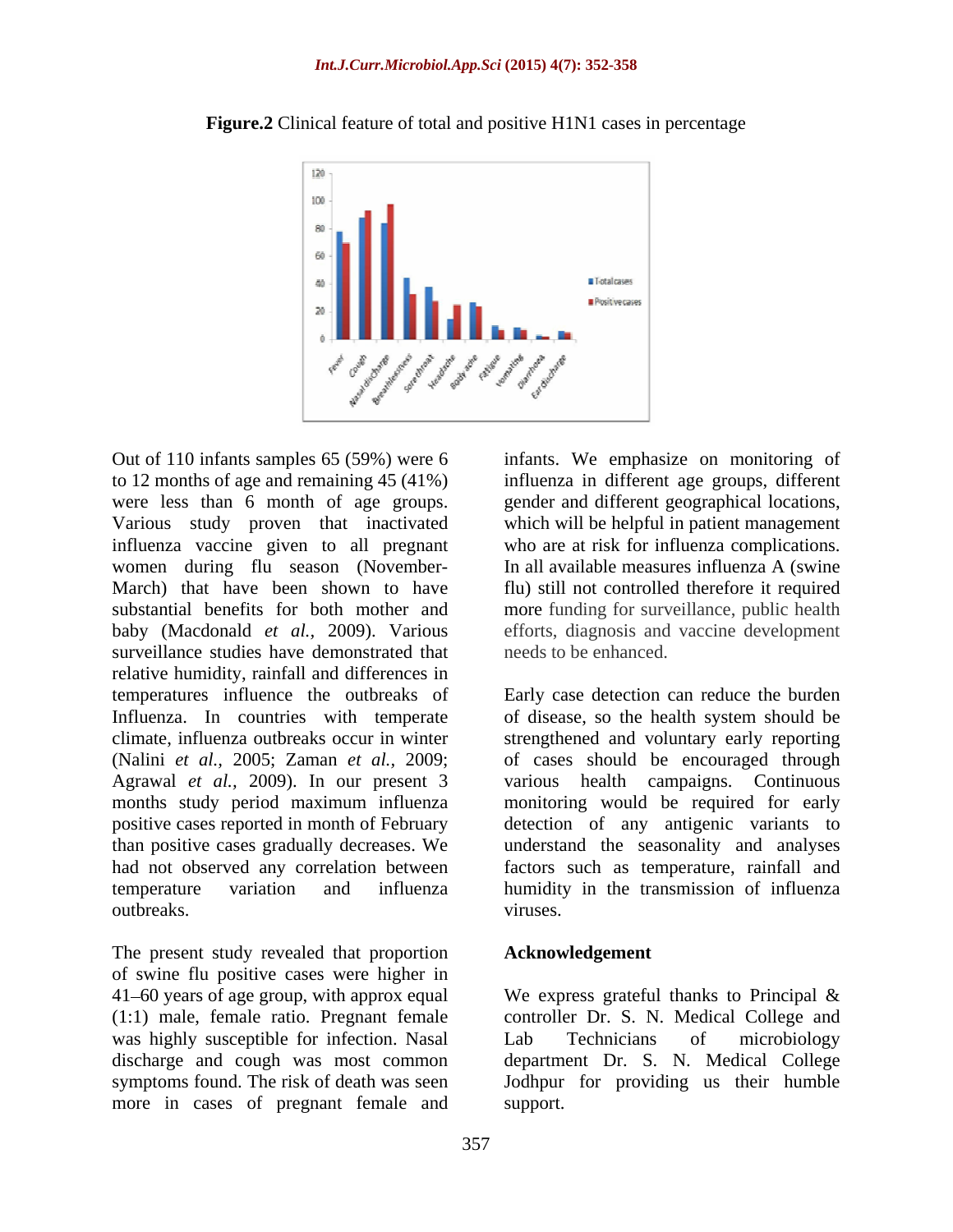**Figure.2** Clinical feature of total and positive H1N1 cases in percentage

Out of 110 infants samples 65 (59%) were 6 to 12 months of age and remaining 45 (41%) were less than 6 month of age groups. Various study proven that inactivated influenza vaccine given to all pregnant women during flu season (November-March) that have been shown to have substantial benefits for both mother and baby (Macdonald *et al.,* 2009). Various surveillance studies have demonstrated that relative humidity, rainfall and differences in temperatures influence the outbreaks of Influenza. In countries with temperate climate, influenza outbreaks occur in winter (Nalini *et al.,* 2005; Zaman *et al.,* 2009; Agrawal *et al.,* 2009). In our present 3 months study period maximum influenza positive cases reported in month of February than positive cases gradually decreases. We had not observed any correlation between temperature variation and influenza outbreaks.

The present study revealed that proportion of swine flu positive cases were higher in 41–60 years of age group, with approx equal (1:1) male, female ratio. Pregnant female was highly susceptible for infection. Nasal discharge and cough was most common symptoms found. The risk of death was seen more in cases of pregnant female and infants. We emphasize on monitoring of influenza in different age groups, different gender and different geographical locations, which will be helpful in patient management who are at risk for influenza complications. In all available measures influenza A (swine flu) still not controlled therefore it required more funding for surveillance, public health efforts, diagnosis and vaccine development needs to be enhanced.

Early case detection can reduce the burden of disease, so the health system should be strengthened and voluntary early reporting of cases should be encouraged through various health campaigns. Continuous monitoring would be required for early detection of any antigenic variants to understand the seasonality and analyses factors such as temperature, rainfall and humidity in the transmission of influenza viruses.

## Acknowledgement

We express grateful thanks to Principal & controller Dr. S. N. Medical College and Lab Technicians of microbiology department Dr. S. N. Medical College Jodhpur for providing us their humble support.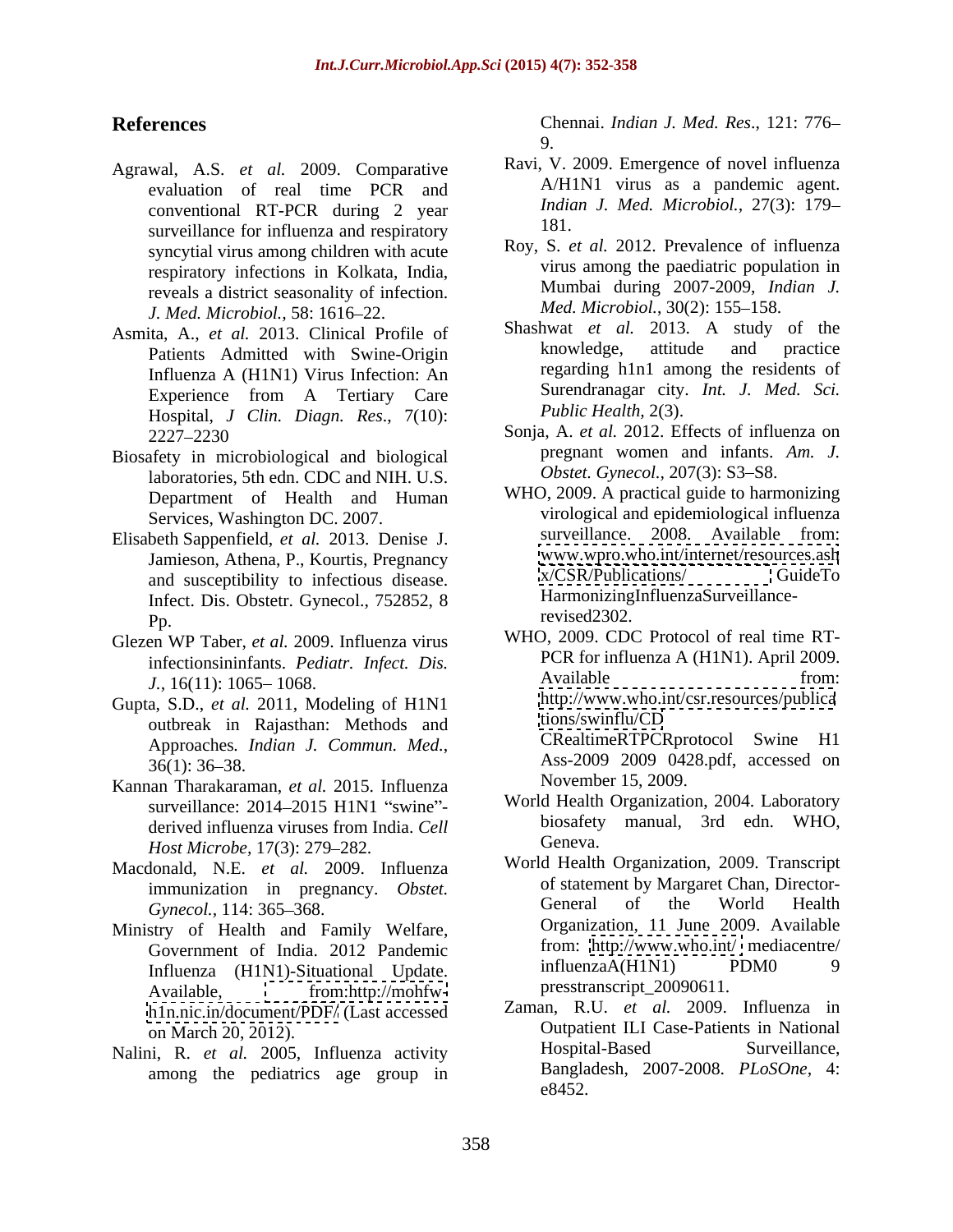## References

Agrawal, A.S. *et al.* 2009. Comparative evaluation of real time PCR and conventional RT-PCR during 2 year surveillance for influenza and respiratory syncytial virus among children with acute respiratory infections in Kolkata, India, reveals a district seasonality of infection. *J. Med. Microbiol.,* 58: 1616–22.

Asmita, A., *et al.* 2013. Clinical Profile of Patients Admitted with Swine-Origin Influenza A (H1N1) Virus Infection: An Experience from A Tertiary Care Hospital, *J Clin. Diagn. Res*., 7(10): 2227–2230

Biosafety in microbiological and biological laboratories, 5th edn. CDC and NIH. U.S. Department of Health and Human Services, Washington DC. 2007.

Elisabeth Sappenfield, *et al.* 2013. Denise J. Jamieson, Athena, P., Kourtis, Pregnancy and susceptibility to infectious disease. Infect. Dis. Obstetr. Gynecol., 752852, 8 Pp.

Glezen WP Taber, *et al.* 2009. Influenza virus infectionsininfants. *Pediatr. Infect. Dis. J.,* 16(11): 1065– 1068.

Gupta, S.D., *et al.* 2011, Modeling of H1N1 outbreak in Rajasthan: Methods and Approaches*. Indian J. Commun. Med.,* 36(1): 36–38.

Kannan Tharakaraman, *et al.* 2015. Influenza surveillance: 2014–2015 H1N1 "swine"-derived influenza viruses from India. *Cell Host Microbe,* 17(3): 279–282.

Macdonald, N.E. *et al.* 2009. Influenza immunization in pregnancy. *Obstet. Gynecol.,* 114: 365–368.

Ministry of Health and Family Welfare, Government of India. 2012 Pandemic Influenza (H1N1)-Situational Update. Available, from:http://mohfw-h1n.nic.in/document/PDF/ (Last accessed on March 20, 2012).

Nalini, R. *et al.* 2005, Influenza activity among the pediatrics age group in Chennai. *Indian J. Med. Res*., 121: 776–9.

Ravi, V. 2009. Emergence of novel influenza A/H1N1 virus as a pandemic agent. *Indian J. Med. Microbiol.,* 27(3): 179–181.

Roy, S. *et al.* 2012. Prevalence of influenza virus among the paediatric population in Mumbai during 2007-2009, *Indian J. Med. Microbiol.*, 30(2): 155–158.

Shashwat *et al.* 2013. A study of the knowledge, attitude and practice regarding h1n1 among the residents of Surendranagar city. *Int. J. Med. Sci. Public Health,* 2(3).

Sonja, A. *et al.* 2012. Effects of influenza on pregnant women and infants. *Am. J. Obstet. Gynecol.,* 207(3): S3–S8.

WHO, 2009. A practical guide to harmonizing virological and epidemiological influenza surveillance. 2008. Available from: www.wpro.who.int/internet/resources.ashx/CSR/Publications/ GuideToHarmonizingInfluenzaSurveillance-revised2302.

WHO, 2009. CDC Protocol of real time RT-PCR for influenza A (H1N1). April 2009. Available from: http://www.who.int/csr.resources/publications/swinflu/CD CRealtimeRTPCRprotocol Swine H1 Ass-2009 2009 0428.pdf, accessed on November 15, 2009.

World Health Organization, 2004. Laboratory biosafety manual, 3rd edn. WHO, Geneva.

World Health Organization, 2009. Transcript of statement by Margaret Chan, Director-General of the World Health Organization, 11 June 2009. Available from: http://www.who.int/ mediacentre/ influenzaA(H1N1) PDM0 9 presstranscript_20090611.

Zaman, R.U. *et al.* 2009. Influenza in Outpatient ILI Case-Patients in National Hospital-Based Surveillance, Bangladesh, 2007-2008. *PLoSOne*, 4: e8452.